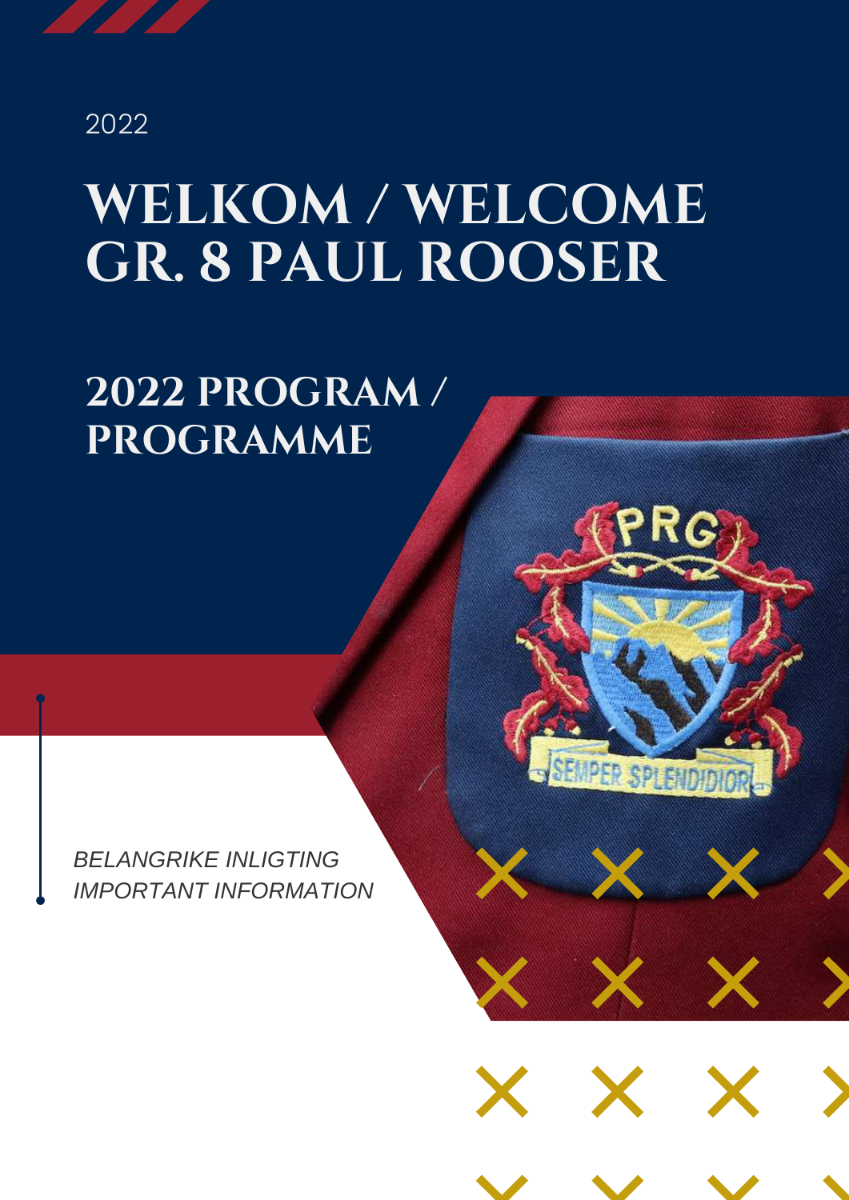2022

# WELKOM / WELCOME GR. 8 PAUL ROOSER

## 2022 PROGRAM / PROGRAMME

*BELANGRIKE INLIGTING*
*IMPORTANT INFORMATION*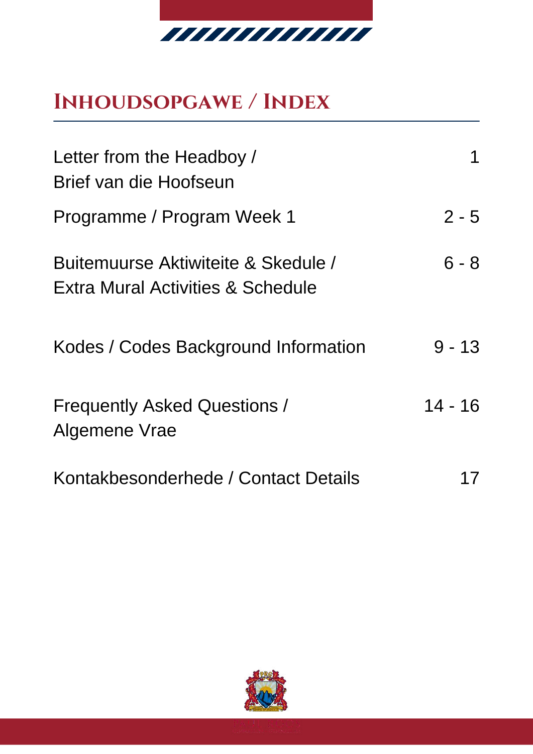# Inhoudsopgawe / Index

| | |
|---|---|
| Letter from the Headboy / Brief van die Hoofseun | 1 |
| Programme / Program Week 1 | 2 - 5 |
| Buitemuurse Aktiwiteite & Skedule / Extra Mural Activities & Schedule | 6 - 8 |
| Kodes / Codes Background Information | 9 - 13 |
| Frequently Asked Questions / Algemene Vrae | 14 - 16 |
| Kontakbesonderhede / Contact Details | 17 |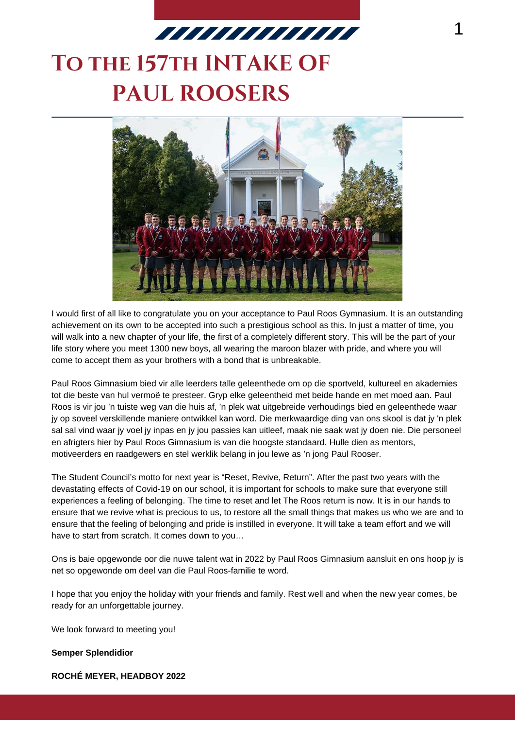# To the 157th Intake of Paul Roosers

I would first of all like to congratulate you on your acceptance to Paul Roos Gymnasium. It is an outstanding achievement on its own to be accepted into such a prestigious school as this. In just a matter of time, you will walk into a new chapter of your life, the first of a completely different story. This will be the part of your life story where you meet 1300 new boys, all wearing the maroon blazer with pride, and where you will come to accept them as your brothers with a bond that is unbreakable.

Paul Roos Gimnasium bied vir alle leerders talle geleenthede om op die sportveld, kultureel en akademies tot die beste van hul vermoë te presteer. Gryp elke geleentheid met beide hande en met moed aan. Paul Roos is vir jou 'n tuiste weg van die huis af, 'n plek wat uitgebreide verhoudings bied en geleenthede waar jy op soveel verskillende maniere ontwikkel kan word. Die merkwaardige ding van ons skool is dat jy 'n plek sal sal vind waar jy voel jy inpas en jy jou passies kan uitleef, maak nie saak wat jy doen nie. Die personeel en afrigters hier by Paul Roos Gimnasium is van die hoogste standaard. Hulle dien as mentors, motiveerders en raadgewers en stel werklik belang in jou lewe as 'n jong Paul Rooser.

The Student Council's motto for next year is "Reset, Revive, Return". After the past two years with the devastating effects of Covid-19 on our school, it is important for schools to make sure that everyone still experiences a feeling of belonging. The time to reset and let The Roos return is now. It is in our hands to ensure that we revive what is precious to us, to restore all the small things that makes us who we are and to ensure that the feeling of belonging and pride is instilled in everyone. It will take a team effort and we will have to start from scratch. It comes down to you…

Ons is baie opgewonde oor die nuwe talent wat in 2022 by Paul Roos Gimnasium aansluit en ons hoop jy is net so opgewonde om deel van die Paul Roos-familie te word.

I hope that you enjoy the holiday with your friends and family. Rest well and when the new year comes, be ready for an unforgettable journey.

We look forward to meeting you!

**Semper Splendidior**

**ROCHÉ MEYER, HEADBOY 2022**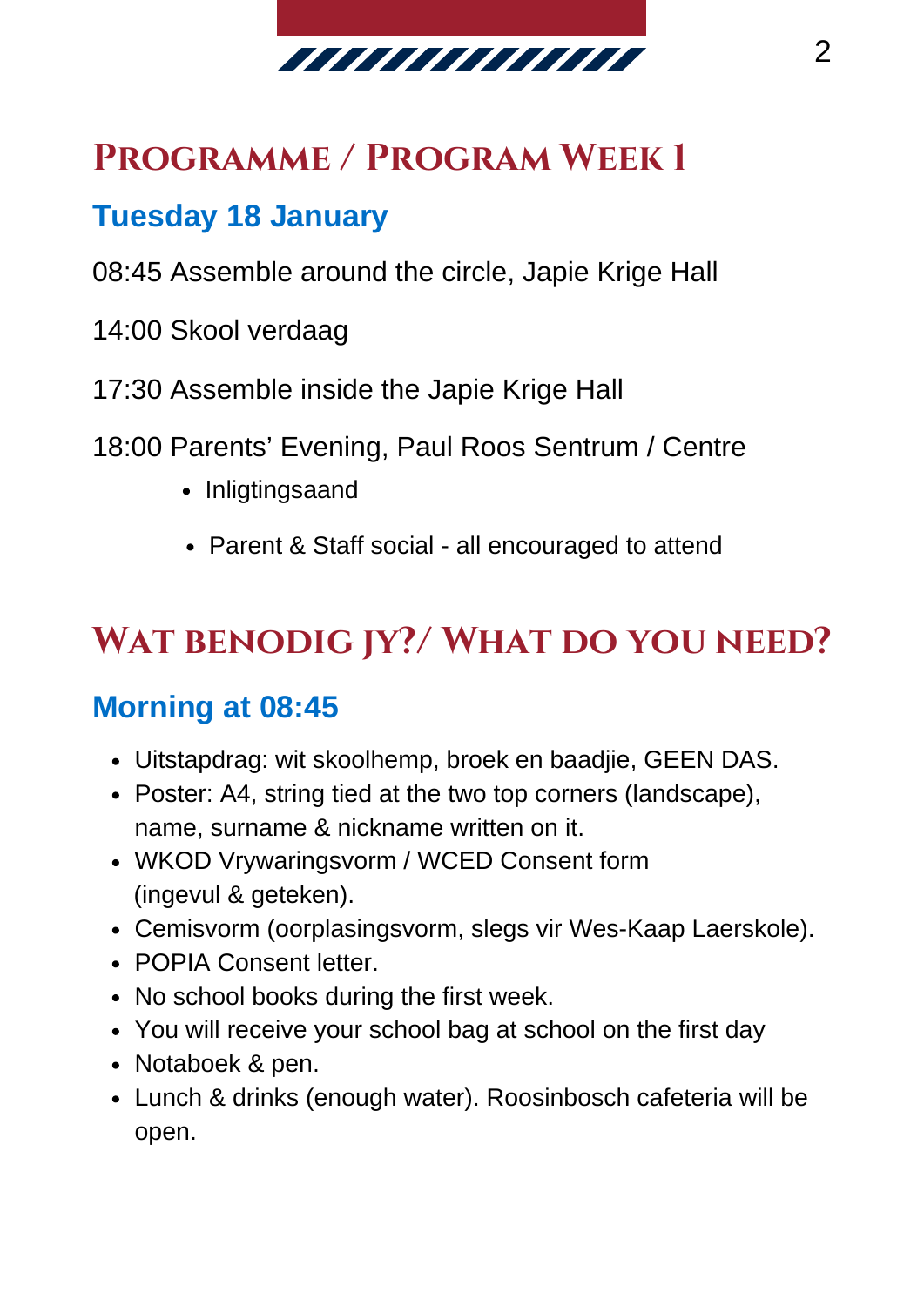# Programme / Program Week 1

### Tuesday 18 January

08:45 Assemble around the circle, Japie Krige Hall

14:00 Skool verdaag

17:30 Assemble inside the Japie Krige Hall

18:00 Parents' Evening, Paul Roos Sentrum / Centre

- Inligtingsaand
- Parent & Staff social - all encouraged to attend

# Wat benodig jy?/ What do you need?

### Morning at 08:45

- Uitstapdrag: wit skoolhemp, broek en baadjie, GEEN DAS.
- Poster: A4, string tied at the two top corners (landscape), name, surname & nickname written on it.
- WKOD Vrywaringsvorm / WCED Consent form (ingevul & geteken).
- Cemisvorm (oorplasingsvorm, slegs vir Wes-Kaap Laerskole).
- POPIA Consent letter.
- No school books during the first week.
- You will receive your school bag at school on the first day
- Notaboek & pen.
- Lunch & drinks (enough water). Roosinbosch cafeteria will be open.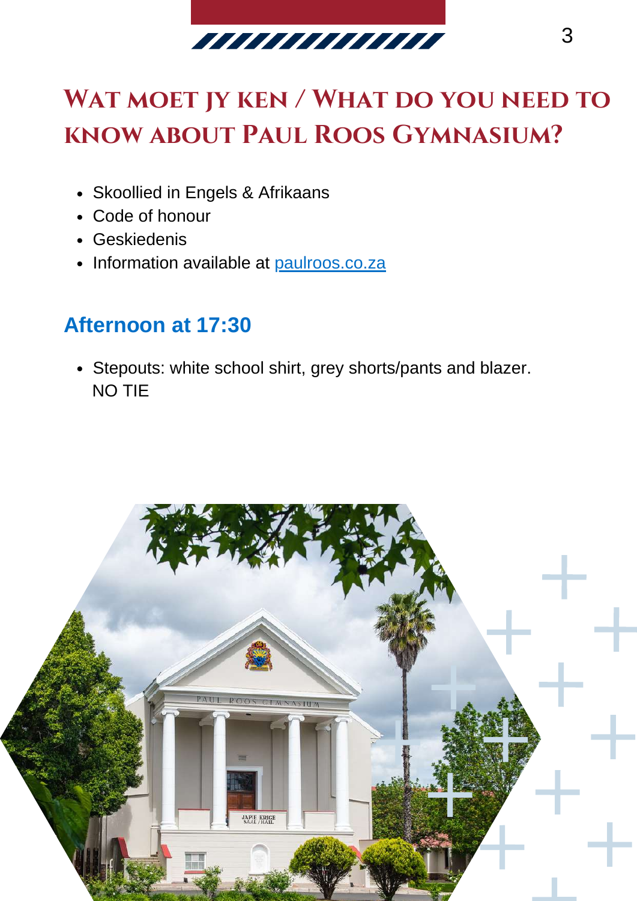# Wat moet jy ken / What do you need to know about Paul Roos Gymnasium?

- Skoollied in Engels & Afrikaans
- Code of honour
- Geskiedenis
- Information available at [paulroos.co.za](paulroos.co.za)

## Afternoon at 17:30

- Stepouts: white school shirt, grey shorts/pants and blazer.
  NO TIE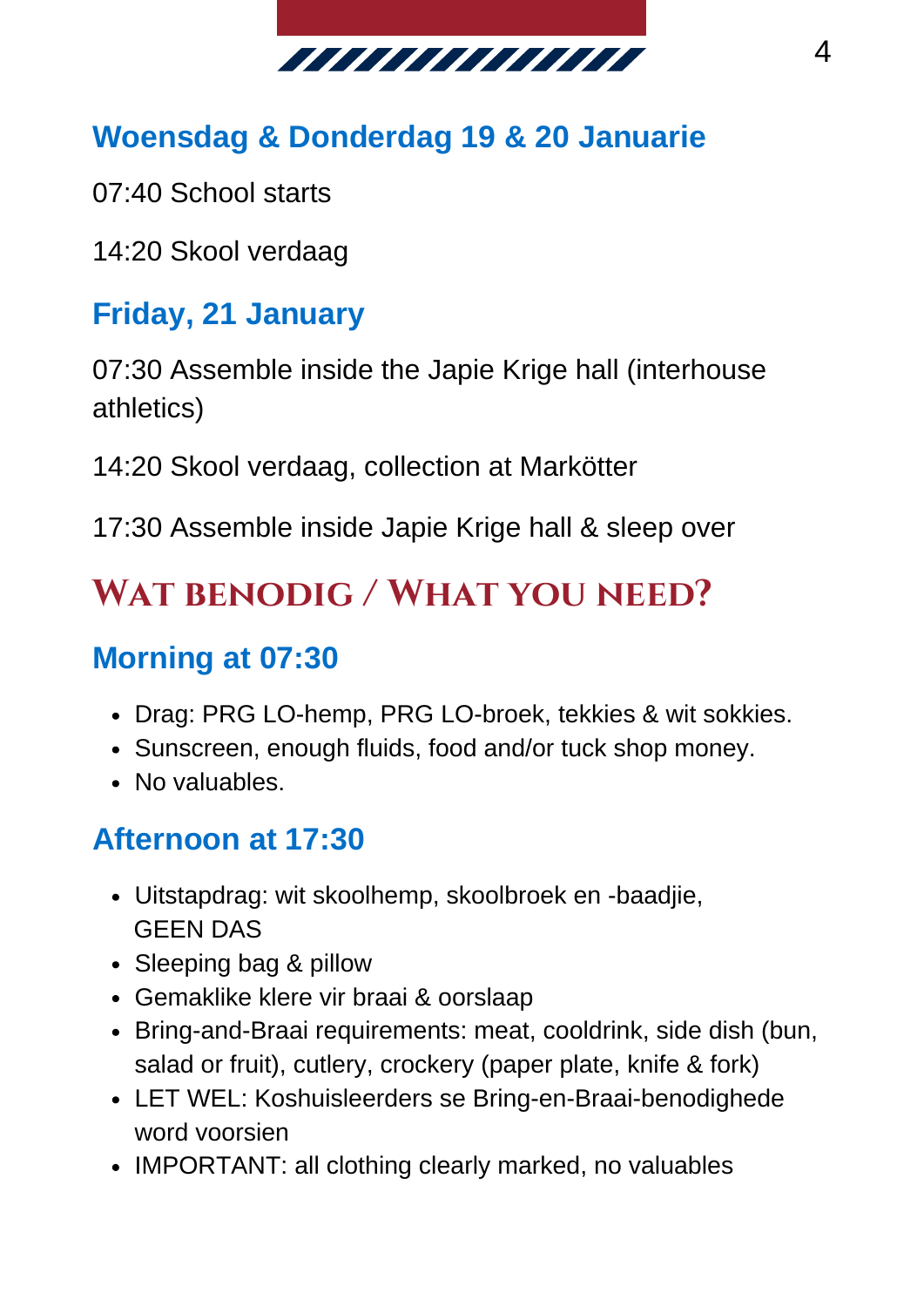### Woensdag & Donderdag 19 & 20 Januarie

07:40 School starts

14:20 Skool verdaag

### Friday, 21 January

07:30 Assemble inside the Japie Krige hall (interhouse athletics)

14:20 Skool verdaag, collection at Markötter

17:30 Assemble inside Japie Krige hall & sleep over

## Wat benodig / What you need?

### Morning at 07:30

- Drag: PRG LO-hemp, PRG LO-broek, tekkies & wit sokkies.
- Sunscreen, enough fluids, food and/or tuck shop money.
- No valuables.

### Afternoon at 17:30

- Uitstapdrag: wit skoolhemp, skoolbroek en -baadjie, GEEN DAS
- Sleeping bag & pillow
- Gemaklike klere vir braai & oorslaap
- Bring-and-Braai requirements: meat, cooldrink, side dish (bun, salad or fruit), cutlery, crockery (paper plate, knife & fork)
- LET WEL: Koshuisleerders se Bring-en-Braai-benodighede word voorsien
- IMPORTANT: all clothing clearly marked, no valuables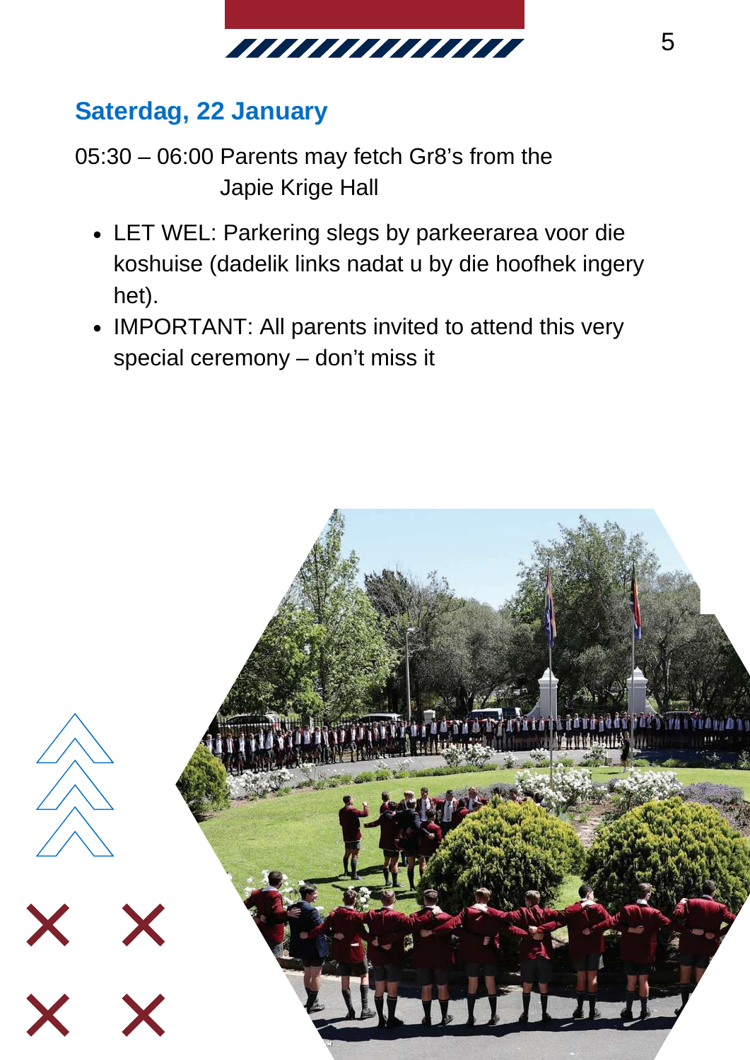## Saterdag, 22 January

05:30 – 06:00 Parents may fetch Gr8's from the Japie Krige Hall

- LET WEL: Parkering slegs by parkeerarea voor die koshuise (dadelik links nadat u by die hoofhek ingery het).
- IMPORTANT: All parents invited to attend this very special ceremony – don't miss it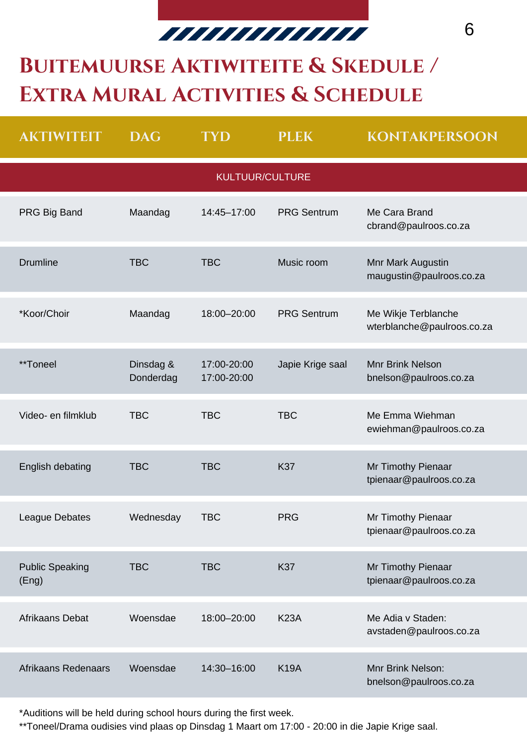# Buitemuurse Aktiwiteite & Skedule / Extra Mural Activities & Schedule

| AKTIWITEIT | DAG | TYD | PLEK | KONTAKPERSOON |
|---|---|---|---|---|
| KULTUUR/CULTURE | | | | |
| PRG Big Band | Maandag | 14:45–17:00 | PRG Sentrum | Me Cara Brand cbrand@paulroos.co.za |
| Drumline | TBC | TBC | Music room | Mnr Mark Augustin maugustin@paulroos.co.za |
| *Koor/Choir | Maandag | 18:00–20:00 | PRG Sentrum | Me Wikje Terblanche wterblanche@paulroos.co.za |
| **Toneel | Dinsdag & Donderdag | 17:00-20:00 17:00-20:00 | Japie Krige saal | Mnr Brink Nelson bnelson@paulroos.co.za |
| Video- en filmklub | TBC | TBC | TBC | Me Emma Wiehman ewiehman@paulroos.co.za |
| English debating | TBC | TBC | K37 | Mr Timothy Pienaar tpienaar@paulroos.co.za |
| League Debates | Wednesday | TBC | PRG | Mr Timothy Pienaar tpienaar@paulroos.co.za |
| Public Speaking (Eng) | TBC | TBC | K37 | Mr Timothy Pienaar tpienaar@paulroos.co.za |
| Afrikaans Debat | Woensdae | 18:00–20:00 | K23A | Me Adia v Staden: avstaden@paulroos.co.za |
| Afrikaans Redenaars | Woensdae | 14:30–16:00 | K19A | Mnr Brink Nelson: bnelson@paulroos.co.za |

*Auditions will be held during school hours during the first week.
**Toneel/Drama oudisies vind plaas op Dinsdag 1 Maart om 17:00 - 20:00 in die Japie Krige saal.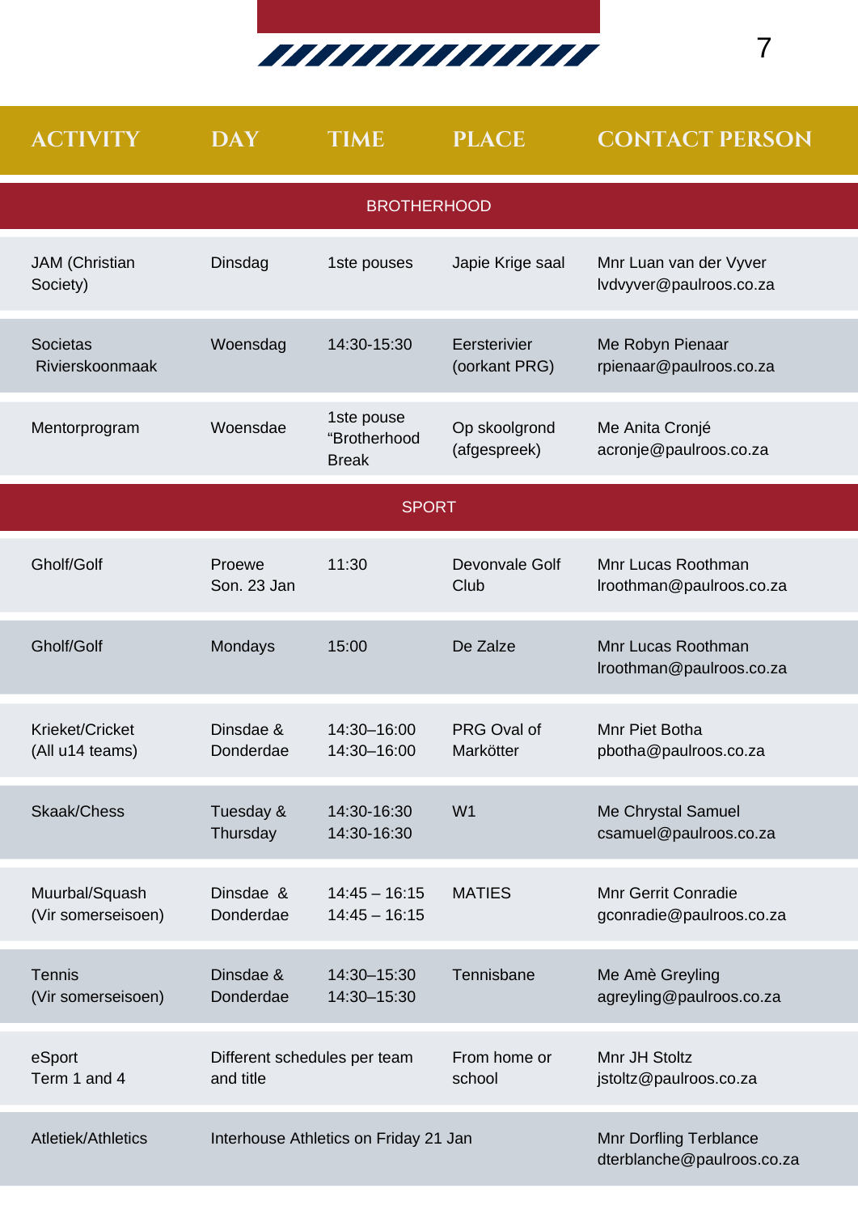| ACTIVITY | DAY | TIME | PLACE | CONTACT PERSON |
| --- | --- | --- | --- | --- |
| **BROTHERHOOD** | | | | |
| JAM (Christian Society) | Dinsdag | 1ste pouses | Japie Krige saal | Mnr Luan van der Vyver lvdvyver@paulroos.co.za |
| Societas Rivierskoonmaak | Woensdag | 14:30-15:30 | Eersterivier (oorkant PRG) | Me Robyn Pienaar rpienaar@paulroos.co.za |
| Mentorprogram | Woensdae | 1ste pouse "Brotherhood Break | Op skoolgrond (afgespreek) | Me Anita Cronjé acronje@paulroos.co.za |
| **SPORT** | | | | |
| Gholf/Golf | Proewe Son. 23 Jan | 11:30 | Devonvale Golf Club | Mnr Lucas Roothman lroothman@paulroos.co.za |
| Gholf/Golf | Mondays | 15:00 | De Zalze | Mnr Lucas Roothman lroothman@paulroos.co.za |
| Krieket/Cricket (All u14 teams) | Dinsdae & Donderdae | 14:30–16:00 14:30–16:00 | PRG Oval of Markötter | Mnr Piet Botha pbotha@paulroos.co.za |
| Skaak/Chess | Tuesday & Thursday | 14:30-16:30 14:30-16:30 | W1 | Me Chrystal Samuel csamuel@paulroos.co.za |
| Muurbal/Squash (Vir somerseisoen) | Dinsdae & Donderdae | 14:45 – 16:15 14:45 – 16:15 | MATIES | Mnr Gerrit Conradie gconradie@paulroos.co.za |
| Tennis (Vir somerseisoen) | Dinsdae & Donderdae | 14:30–15:30 14:30–15:30 | Tennisbane | Me Amè Greyling agreyling@paulroos.co.za |
| eSport Term 1 and 4 | Different schedules per team and title | | From home or school | Mnr JH Stoltz jstoltz@paulroos.co.za |
| Atletiek/Athletics | Interhouse Athletics on Friday 21 Jan | | | Mnr Dorfling Terblance dterblanche@paulroos.co.za |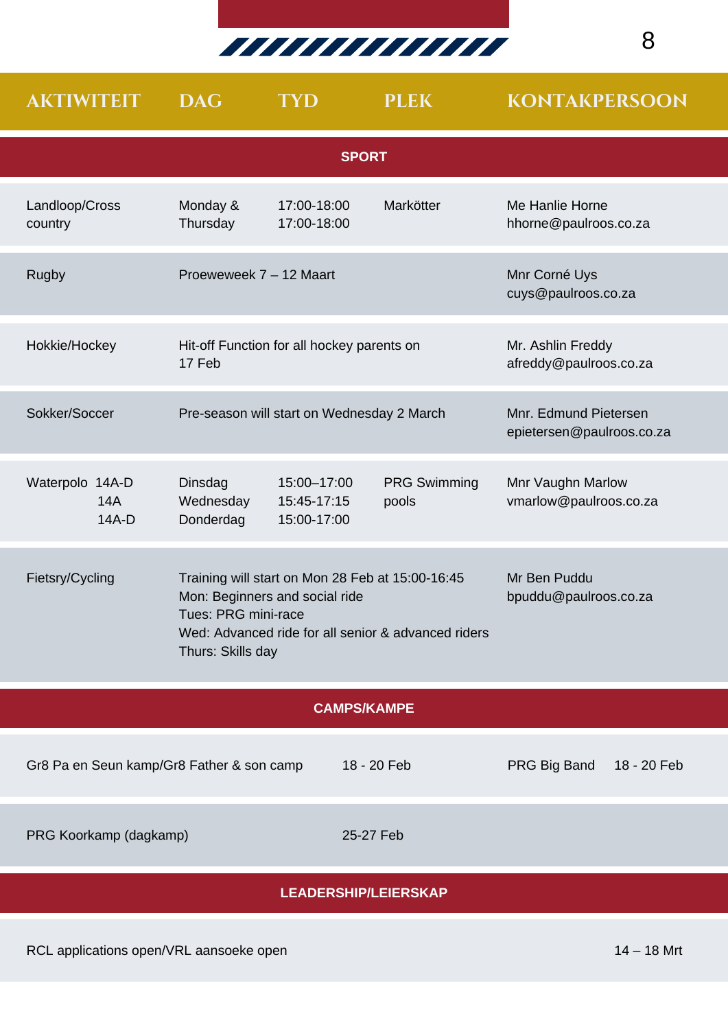| AKTIWITEIT | DAG | TYD | PLEK | KONTAKPERSOON |
|---|---|---|---|---|
| **SPORT** | | | | |
| Landloop/Cross country | Monday & Thursday | 17:00-18:00 17:00-18:00 | Markötter | Me Hanlie Horne hhorne@paulroos.co.za |
| Rugby | Proeweweek 7 – 12 Maart | | | Mnr Corné Uys cuys@paulroos.co.za |
| Hokkie/Hockey | Hit-off Function for all hockey parents on 17 Feb | | | Mr. Ashlin Freddy afreddy@paulroos.co.za |
| Sokker/Soccer | Pre-season will start on Wednesday 2 March | | | Mnr. Edmund Pietersen epietersen@paulroos.co.za |
| Waterpolo 14A-D 14A 14A-D | Dinsdag Wednesday Donderdag | 15:00–17:00 15:45-17:15 15:00-17:00 | PRG Swimming pools | Mnr Vaughn Marlow vmarlow@paulroos.co.za |
| Fietsry/Cycling | Training will start on Mon 28 Feb at 15:00-16:45 Mon: Beginners and social ride Tues: PRG mini-race Wed: Advanced ride for all senior & advanced riders Thurs: Skills day | | | Mr Ben Puddu bpuddu@paulroos.co.za |
| **CAMPS/KAMPE** | | | | |
| Gr8 Pa en Seun kamp/Gr8 Father & son camp | | 18 - 20 Feb | | PRG Big Band 18 - 20 Feb |
| PRG Koorkamp (dagkamp) | | 25-27 Feb | | |
| **LEADERSHIP/LEIERSKAP** | | | | |
| RCL applications open/VRL aansoeke open | | | | 14 – 18 Mrt |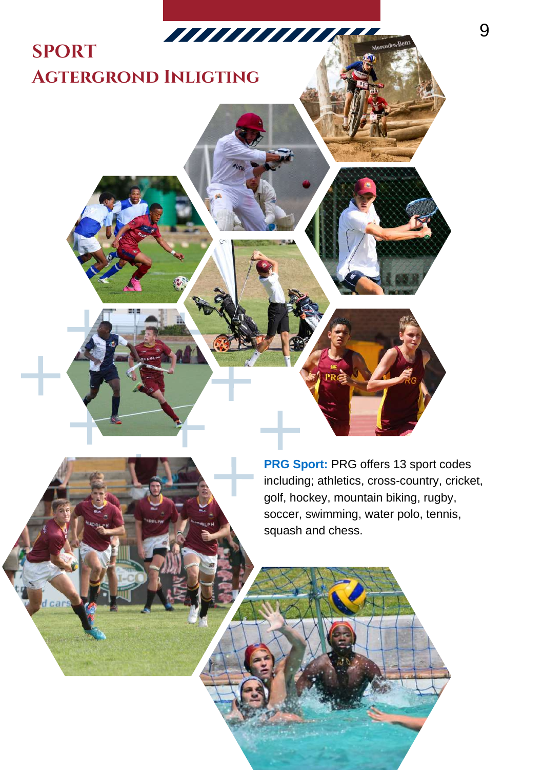# Sport
## Agtergrond Inligting

**PRG Sport:** PRG offers 13 sport codes including; athletics, cross-country, cricket, golf, hockey, mountain biking, rugby, soccer, swimming, water polo, tennis, squash and chess.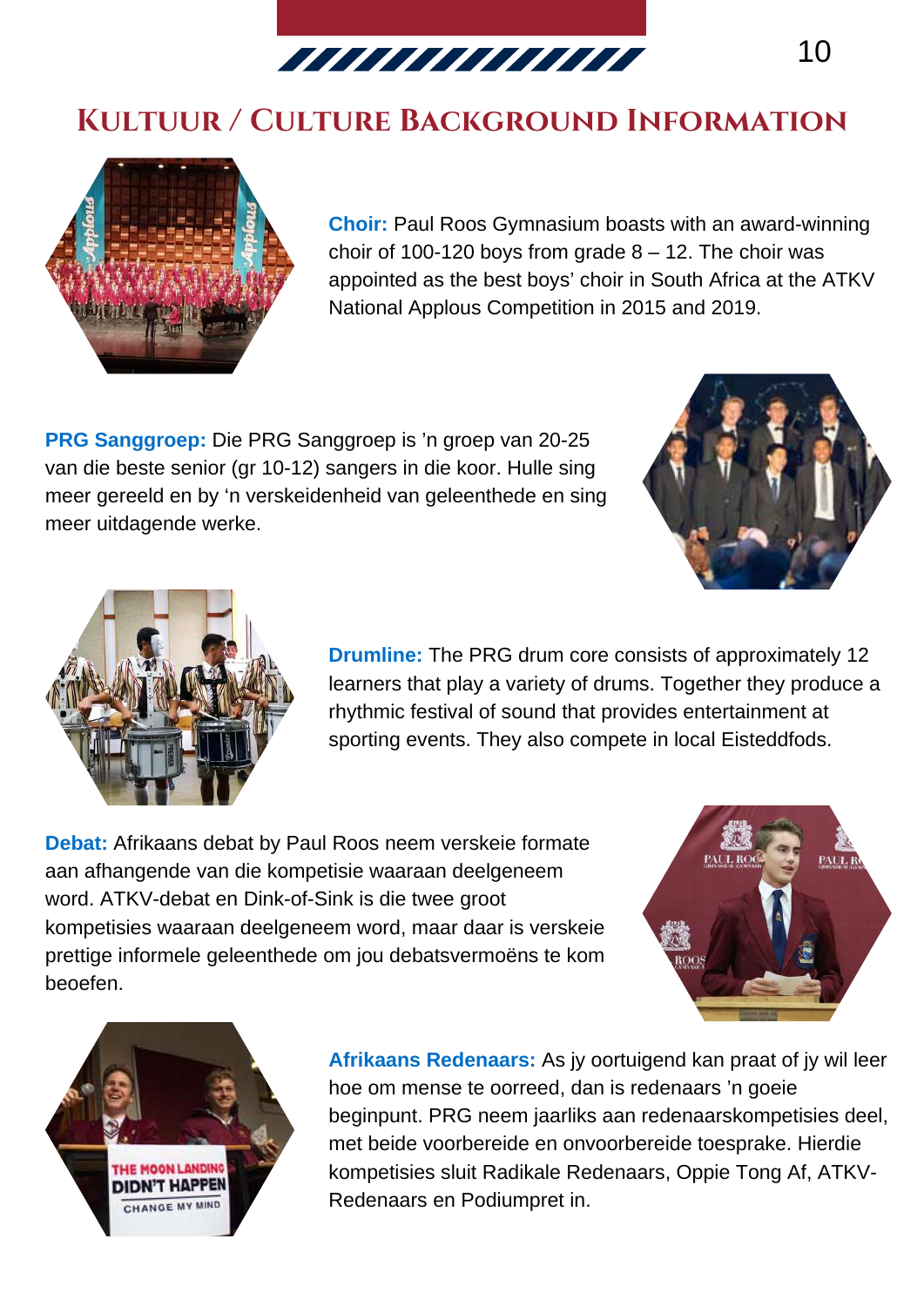# Kultuur / Culture Background Information

**Choir:** Paul Roos Gymnasium boasts with an award-winning choir of 100-120 boys from grade 8 – 12. The choir was appointed as the best boys' choir in South Africa at the ATKV National Applous Competition in 2015 and 2019.

**PRG Sanggroep:** Die PRG Sanggroep is 'n groep van 20-25 van die beste senior (gr 10-12) sangers in die koor. Hulle sing meer gereeld en by 'n verskeidenheid van geleenthede en sing meer uitdagende werke.

**Drumline:** The PRG drum core consists of approximately 12 learners that play a variety of drums. Together they produce a rhythmic festival of sound that provides entertainment at sporting events. They also compete in local Eisteddfods.

**Debat:** Afrikaans debat by Paul Roos neem verskeie formate aan afhangende van die kompetisie waaraan deelgeneem word. ATKV-debat en Dink-of-Sink is die twee groot kompetisies waaraan deelgeneem word, maar daar is verskeie prettige informele geleenthede om jou debatsvermoëns te kom beoefen.

**Afrikaans Redenaars:** As jy oortuigend kan praat of jy wil leer hoe om mense te oorreed, dan is redenaars 'n goeie beginpunt. PRG neem jaarliks aan redenaarskompetisies deel, met beide voorbereide en onvoorbereide toesprake. Hierdie kompetisies sluit Radikale Redenaars, Oppie Tong Af, ATKV-Redenaars en Podiumpret in.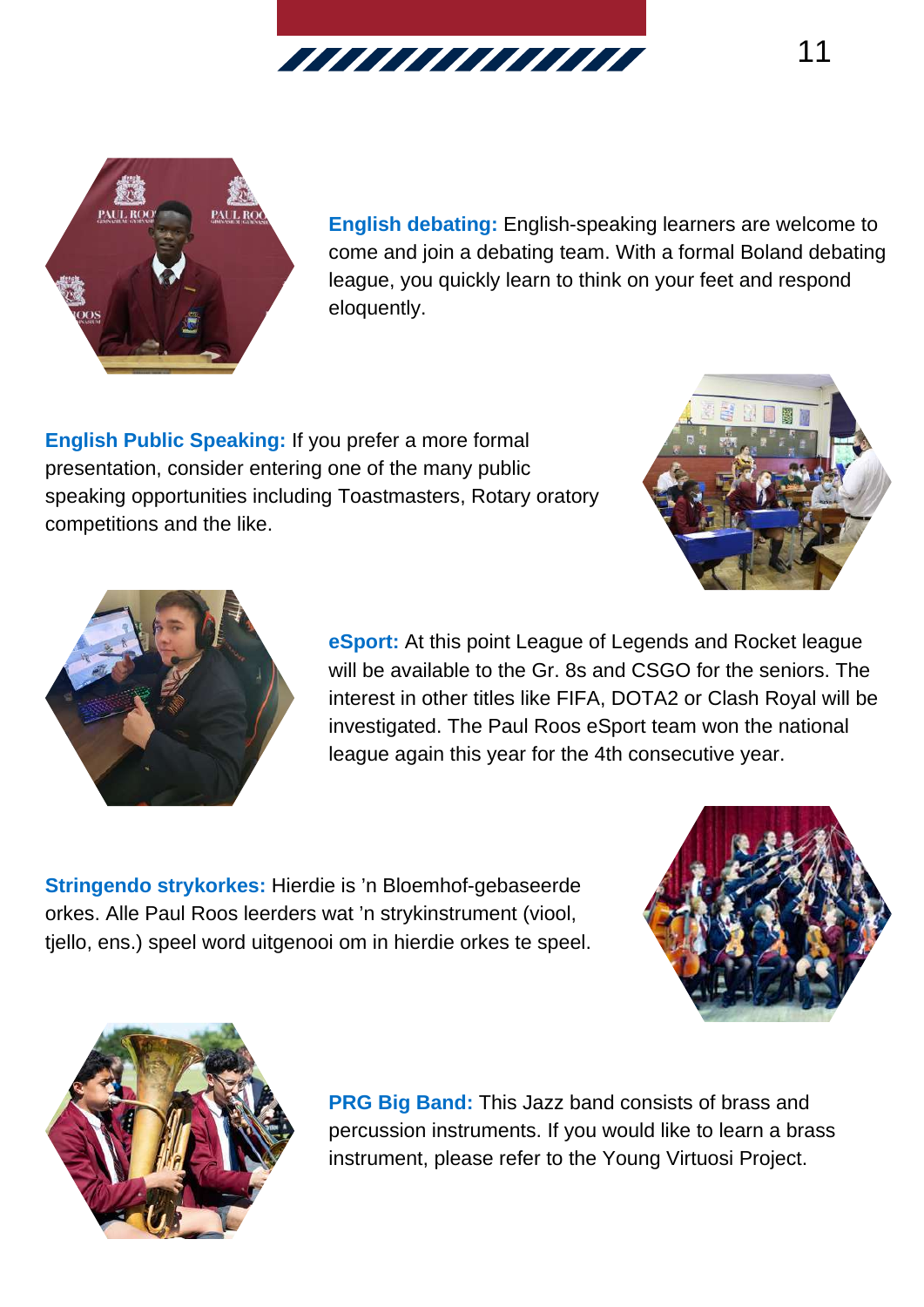**English debating:** English-speaking learners are welcome to come and join a debating team. With a formal Boland debating league, you quickly learn to think on your feet and respond eloquently.

**English Public Speaking:** If you prefer a more formal presentation, consider entering one of the many public speaking opportunities including Toastmasters, Rotary oratory competitions and the like.

**eSport:** At this point League of Legends and Rocket league will be available to the Gr. 8s and CSGO for the seniors. The interest in other titles like FIFA, DOTA2 or Clash Royal will be investigated. The Paul Roos eSport team won the national league again this year for the 4th consecutive year.

**Stringendo strykorkes:** Hierdie is ’n Bloemhof-gebaseerde orkes. Alle Paul Roos leerders wat ’n strykinstrument (viool, tjello, ens.) speel word uitgenooi om in hierdie orkes te speel.

**PRG Big Band:** This Jazz band consists of brass and percussion instruments. If you would like to learn a brass instrument, please refer to the Young Virtuosi Project.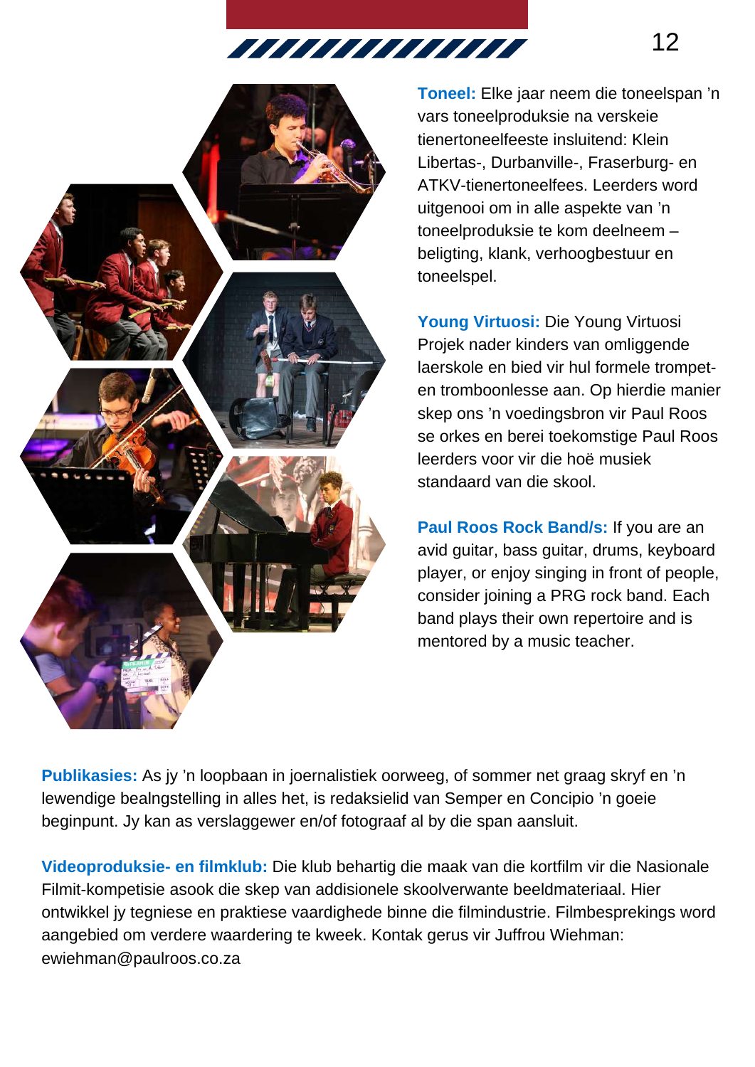**Toneel:** Elke jaar neem die toneelspan 'n vars toneelproduksie na verskeie tienertoneelfeeste insluitend: Klein Libertas-, Durbanville-, Fraserburg- en ATKV-tienertoneelfees. Leerders word uitgenooi om in alle aspekte van 'n toneelproduksie te kom deelneem – beligting, klank, verhoogbestuur en toneelspel.

**Young Virtuosi:** Die Young Virtuosi Projek nader kinders van omliggende laerskole en bied vir hul formele trompet- en tromboonlesse aan. Op hierdie manier skep ons 'n voedingsbron vir Paul Roos se orkes en berei toekomstige Paul Roos leerders voor vir die hoë musiek standaard van die skool.

**Paul Roos Rock Band/s:** If you are an avid guitar, bass guitar, drums, keyboard player, or enjoy singing in front of people, consider joining a PRG rock band. Each band plays their own repertoire and is mentored by a music teacher.

**Publikasies:** As jy 'n loopbaan in joernalistiek oorweeg, of sommer net graag skryf en 'n lewendige bealngstelling in alles het, is redaksielid van Semper en Concipio 'n goeie beginpunt. Jy kan as verslaggewer en/of fotograaf al by die span aansluit.

**Videoproduksie- en filmklub:** Die klub behartig die maak van die kortfilm vir die Nasionale Filmit-kompetisie asook die skep van addisionele skoolverwante beeldmateriaal. Hier ontwikkel jy tegniese en praktiese vaardighede binne die filmindustrie. Filmbesprekings word aangebied om verdere waardering te kweek. Kontak gerus vir Juffrou Wiehman: ewiehman@paulroos.co.za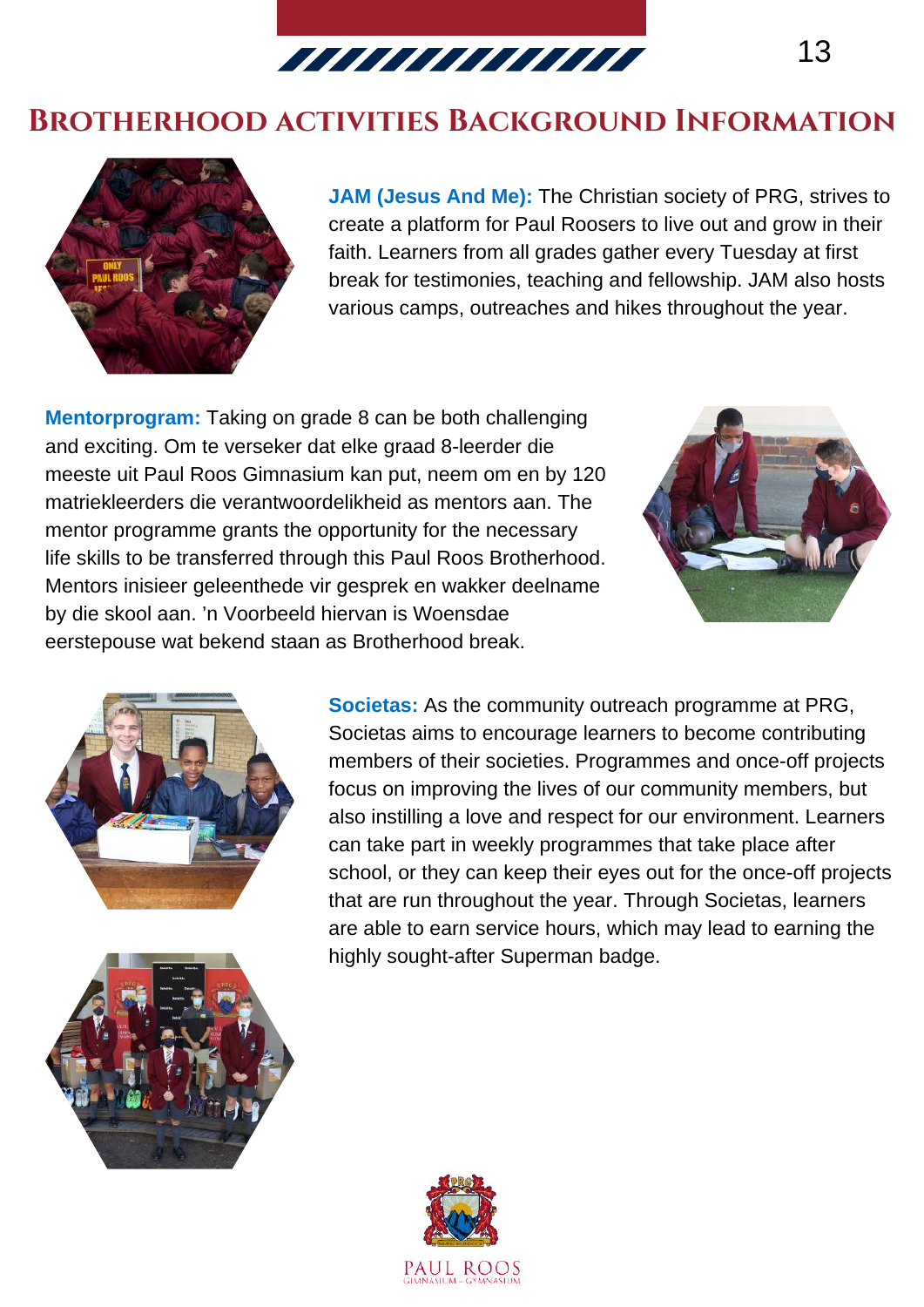# Brotherhood activities Background Information

**JAM (Jesus And Me):** The Christian society of PRG, strives to create a platform for Paul Roosers to live out and grow in their faith. Learners from all grades gather every Tuesday at first break for testimonies, teaching and fellowship. JAM also hosts various camps, outreaches and hikes throughout the year.

**Mentorprogram:** Taking on grade 8 can be both challenging and exciting. Om te verseker dat elke graad 8-leerder die meeste uit Paul Roos Gimnasium kan put, neem om en by 120 matriekleerders die verantwoordelikheid as mentors aan. The mentor programme grants the opportunity for the necessary life skills to be transferred through this Paul Roos Brotherhood. Mentors inisieer geleenthede vir gesprek en wakker deelname by die skool aan. 'n Voorbeeld hiervan is Woensdae eerstepouse wat bekend staan as Brotherhood break.

**Societas:** As the community outreach programme at PRG, Societas aims to encourage learners to become contributing members of their societies. Programmes and once-off projects focus on improving the lives of our community members, but also instilling a love and respect for our environment. Learners can take part in weekly programmes that take place after school, or they can keep their eyes out for the once-off projects that are run throughout the year. Through Societas, learners are able to earn service hours, which may lead to earning the highly sought-after Superman badge.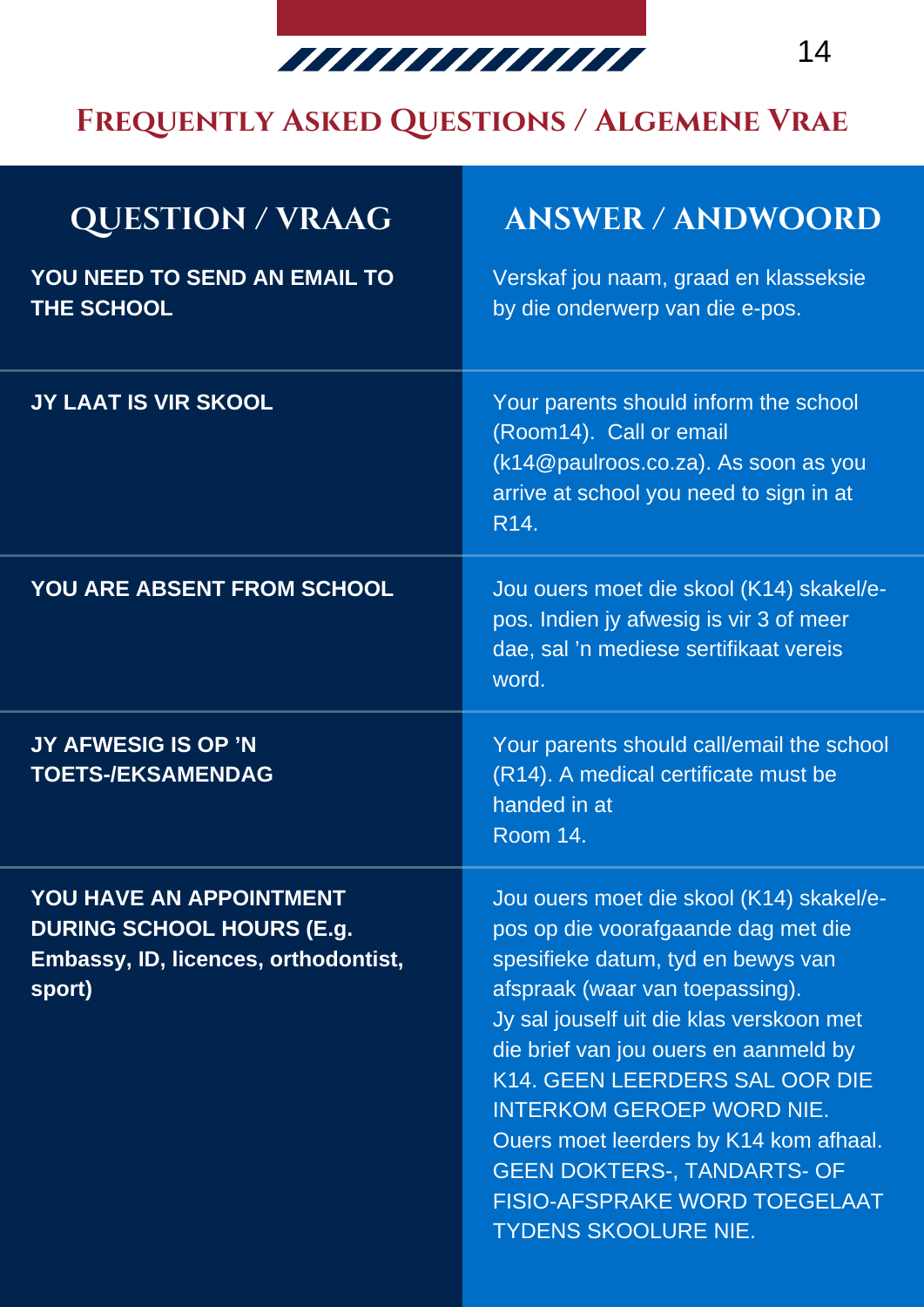## Frequently Asked Questions / Algemene Vrae

| QUESTION / VRAAG | ANSWER / ANDWOORD |
|---|---|
| **YOU NEED TO SEND AN EMAIL TO THE SCHOOL** | Verskaf jou naam, graad en klasseksie by die onderwerp van die e-pos. |
| **JY LAAT IS VIR SKOOL** | Your parents should inform the school (Room14). Call or email (k14@paulroos.co.za). As soon as you arrive at school you need to sign in at R14. |
| **YOU ARE ABSENT FROM SCHOOL** | Jou ouers moet die skool (K14) skakel/e-pos. Indien jy afwesig is vir 3 of meer dae, sal 'n mediese sertifikaat vereis word. |
| **JY AFWESIG IS OP 'N TOETS-/EKSAMENDAG** | Your parents should call/email the school (R14). A medical certificate must be handed in at Room 14. |
| **YOU HAVE AN APPOINTMENT DURING SCHOOL HOURS (E.g. Embassy, ID, licences, orthodontist, sport)** | Jou ouers moet die skool (K14) skakel/e-pos op die voorafgaande dag met die spesifieke datum, tyd en bewys van afspraak (waar van toepassing). Jy sal jouself uit die klas verskoon met die brief van jou ouers en aanmeld by K14. GEEN LEERDERS SAL OOR DIE INTERKOM GEROEP WORD NIE. Ouers moet leerders by K14 kom afhaal. GEEN DOKTERS-, TANDARTS- OF FISIO-AFSPRAKE WORD TOEGELAAT TYDENS SKOOLURE NIE. |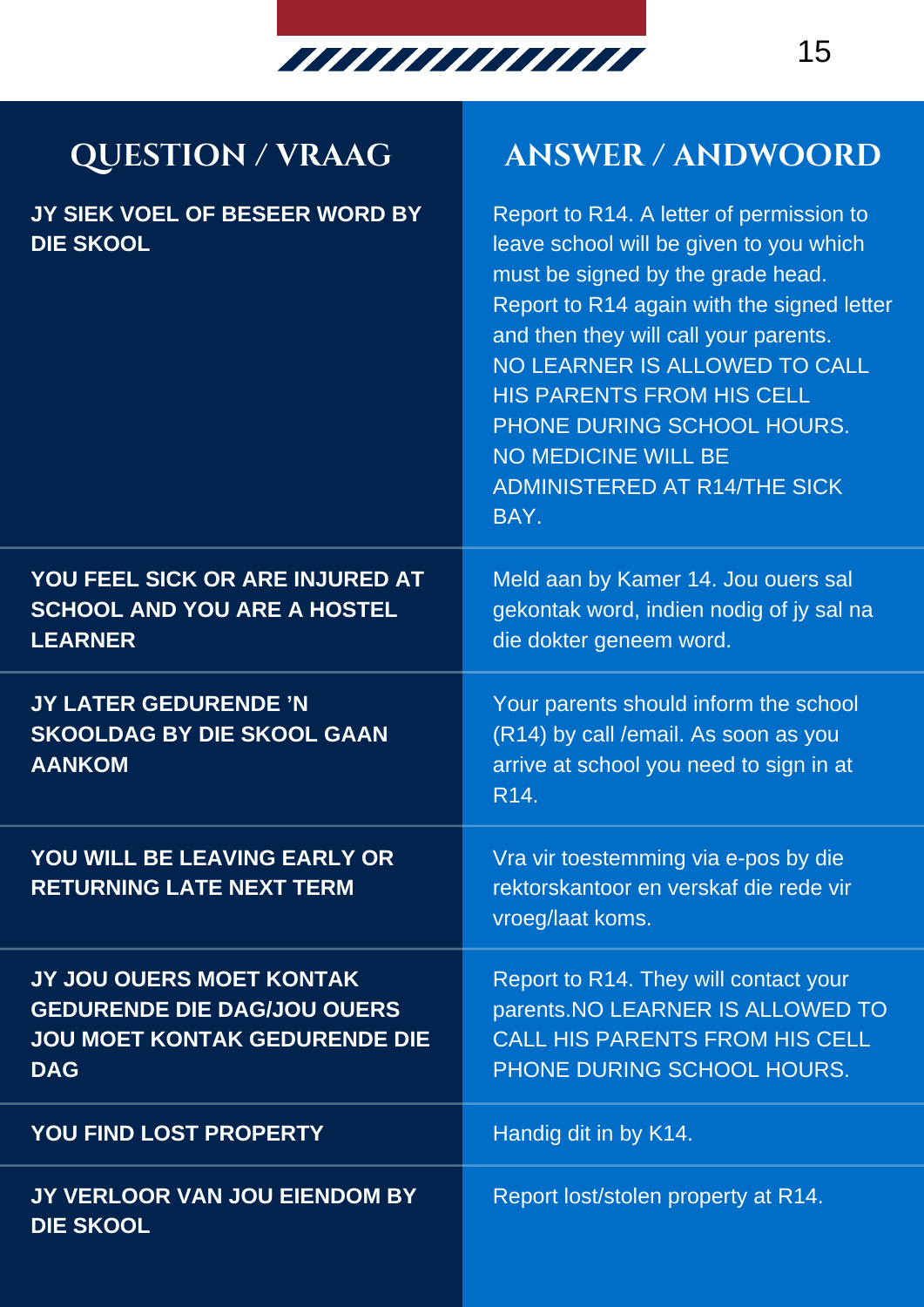| QUESTION / VRAAG | ANSWER / ANDWOORD |
| --- | --- |
| **JY SIEK VOEL OF BESEER WORD BY DIE SKOOL** | Report to R14. A letter of permission to leave school will be given to you which must be signed by the grade head. Report to R14 again with the signed letter and then they will call your parents. NO LEARNER IS ALLOWED TO CALL HIS PARENTS FROM HIS CELL PHONE DURING SCHOOL HOURS. NO MEDICINE WILL BE ADMINISTERED AT R14/THE SICK BAY. |
| **YOU FEEL SICK OR ARE INJURED AT SCHOOL AND YOU ARE A HOSTEL LEARNER** | Meld aan by Kamer 14. Jou ouers sal gekontak word, indien nodig of jy sal na die dokter geneem word. |
| **JY LATER GEDURENDE 'N SKOOLDAG BY DIE SKOOL GAAN AANKOM** | Your parents should inform the school (R14) by call /email. As soon as you arrive at school you need to sign in at R14. |
| **YOU WILL BE LEAVING EARLY OR RETURNING LATE NEXT TERM** | Vra vir toestemming via e-pos by die rektorskantoor en verskaf die rede vir vroeg/laat koms. |
| **JY JOU OUERS MOET KONTAK GEDURENDE DIE DAG/JOU OUERS JOU MOET KONTAK GEDURENDE DIE DAG** | Report to R14. They will contact your parents.NO LEARNER IS ALLOWED TO CALL HIS PARENTS FROM HIS CELL PHONE DURING SCHOOL HOURS. |
| **YOU FIND LOST PROPERTY** | Handig dit in by K14. |
| **JY VERLOOR VAN JOU EIENDOM BY DIE SKOOL** | Report lost/stolen property at R14. |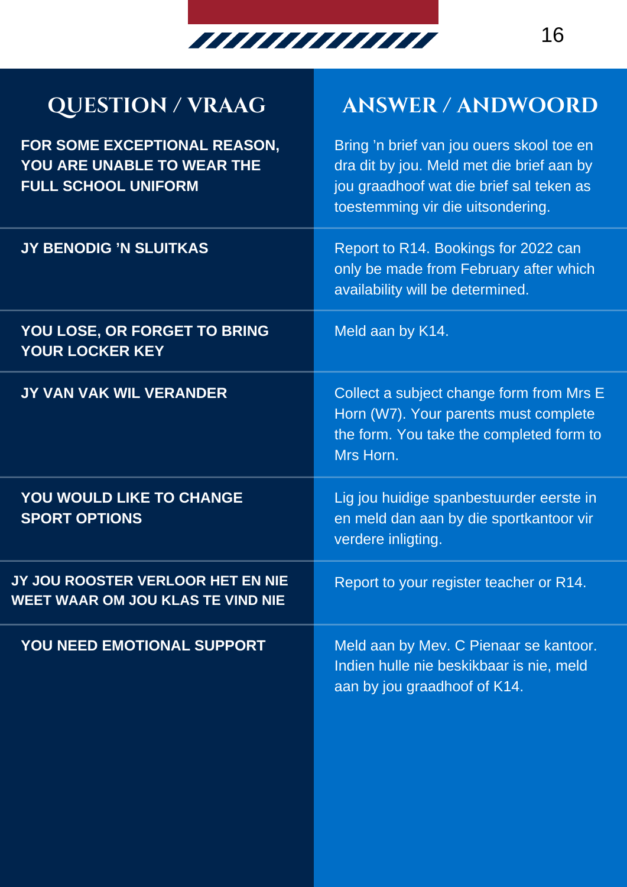| QUESTION / VRAAG | ANSWER / ANDWOORD |
| --- | --- |
| FOR SOME EXCEPTIONAL REASON, YOU ARE UNABLE TO WEAR THE FULL SCHOOL UNIFORM | Bring 'n brief van jou ouers skool toe en dra dit by jou. Meld met die brief aan by jou graadhoof wat die brief sal teken as toestemming vir die uitsondering. |
| JY BENODIG 'N SLUITKAS | Report to R14. Bookings for 2022 can only be made from February after which availability will be determined. |
| YOU LOSE, OR FORGET TO BRING YOUR LOCKER KEY | Meld aan by K14. |
| JY VAN VAK WIL VERANDER | Collect a subject change form from Mrs E Horn (W7). Your parents must complete the form. You take the completed form to Mrs Horn. |
| YOU WOULD LIKE TO CHANGE SPORT OPTIONS | Lig jou huidige spanbestuurder eerste in en meld dan aan by die sportkantoor vir verdere inligting. |
| JY JOU ROOSTER VERLOOR HET EN NIE WEET WAAR OM JOU KLAS TE VIND NIE | Report to your register teacher or R14. |
| YOU NEED EMOTIONAL SUPPORT | Meld aan by Mev. C Pienaar se kantoor. Indien hulle nie beskikbaar is nie, meld aan by jou graadhoof of K14. |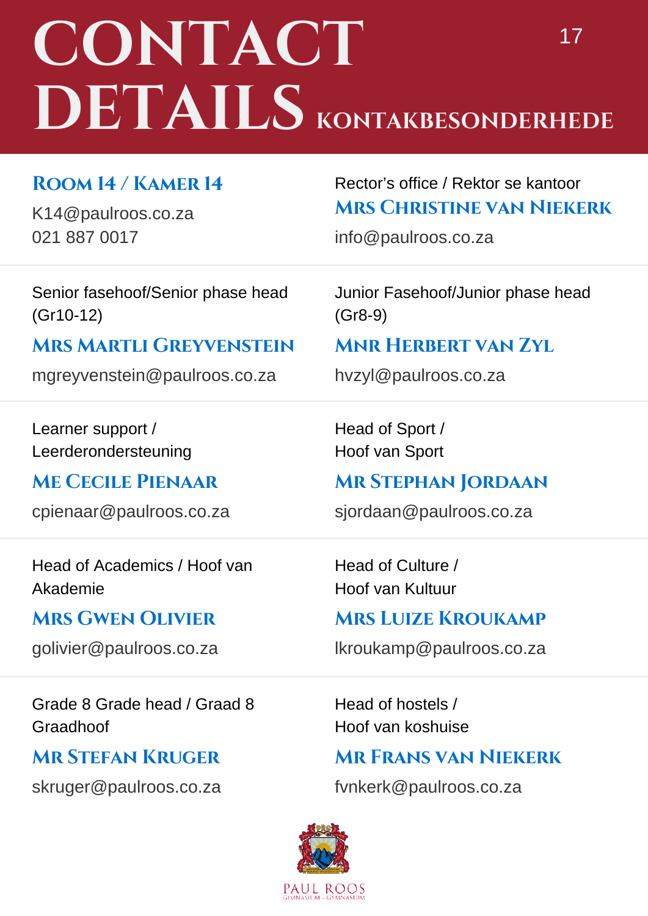# CONTACT DETAILS KONTAKBESONDERHEDE

### Room 14 / Kamer 14

K14@paulroos.co.za
021 887 0017

Rector's office / Rektor se kantoor

### Mrs Christine van Niekerk

info@paulroos.co.za

Senior fasehoof/Senior phase head (Gr10-12)

### Mrs Martli Greyvenstein

mgreyvenstein@paulroos.co.za

Junior Fasehoof/Junior phase head (Gr8-9)

### Mnr Herbert van Zyl

hvzyl@paulroos.co.za

Learner support / Leerderondersteuning

### Me Cecile Pienaar

cpienaar@paulroos.co.za

Head of Sport / Hoof van Sport

### Mr Stephan Jordaan

sjordaan@paulroos.co.za

Head of Academics / Hoof van Akademie

### Mrs Gwen Olivier

golivier@paulroos.co.za

Head of Culture / Hoof van Kultuur

### Mrs Luize Kroukamp

lkroukamp@paulroos.co.za

Grade 8 Grade head / Graad 8 Graadhoof

### Mr Stefan Kruger

skruger@paulroos.co.za

Head of hostels / Hoof van koshuise

### Mr Frans van Niekerk

fvnkerk@paulroos.co.za

PAUL ROOS
GIMNASIUM – GYMNASIUM